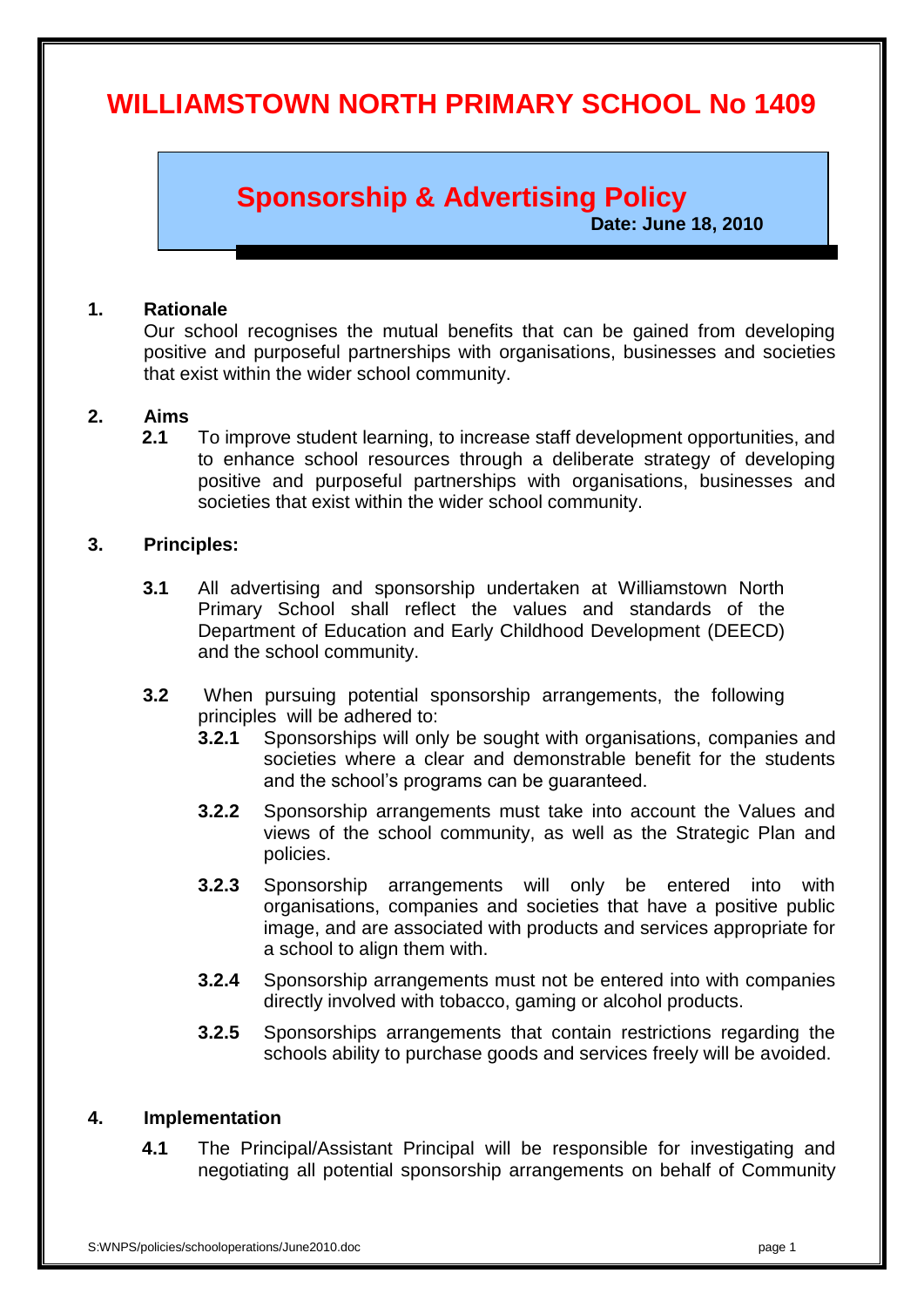# WILLIAMSTOWN NORTH PRIMARY SCHOOL No 1409

## Sponsorship & Advertising Policy

**Date: June 18, 2010**

### 1. Rationale

Our school recognises the mutual benefits that can be gained from developing positive and purposeful partnerships with organisations, businesses and societies that exist within the wider school community.

### 2. Aims

**2.1** To improve student learning, to increase staff development opportunities, and to enhance school resources through a deliberate strategy of developing positive and purposeful partnerships with organisations, businesses and societies that exist within the wider school community.

### 3. Principles:

**3.1** All advertising and sponsorship undertaken at Williamstown North Primary School shall reflect the values and standards of the Department of Education and Early Childhood Development (DEECD) and the school community.

**3.2** When pursuing potential sponsorship arrangements, the following principles will be adhered to:

**3.2.1** Sponsorships will only be sought with organisations, companies and societies where a clear and demonstrable benefit for the students and the school's programs can be guaranteed.

**3.2.2** Sponsorship arrangements must take into account the Values and views of the school community, as well as the Strategic Plan and policies.

**3.2.3** Sponsorship arrangements will only be entered into with organisations, companies and societies that have a positive public image, and are associated with products and services appropriate for a school to align them with.

**3.2.4** Sponsorship arrangements must not be entered into with companies directly involved with tobacco, gaming or alcohol products.

**3.2.5** Sponsorships arrangements that contain restrictions regarding the schools ability to purchase goods and services freely will be avoided.

### 4. Implementation

**4.1** The Principal/Assistant Principal will be responsible for investigating and negotiating all potential sponsorship arrangements on behalf of Community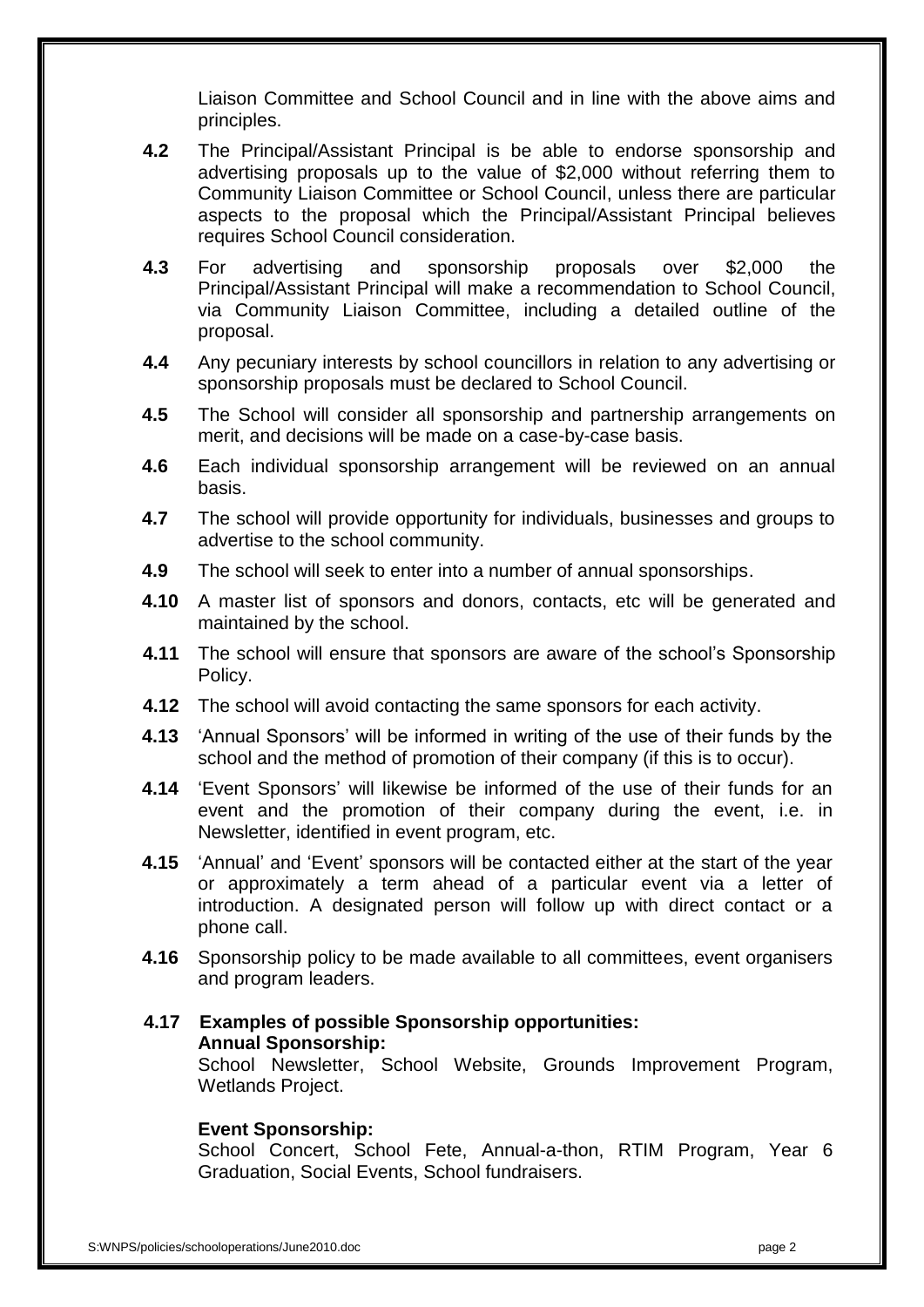Liaison Committee and School Council and in line with the above aims and principles.

**4.2** The Principal/Assistant Principal is be able to endorse sponsorship and advertising proposals up to the value of $2,000 without referring them to Community Liaison Committee or School Council, unless there are particular aspects to the proposal which the Principal/Assistant Principal believes requires School Council consideration.

**4.3** For advertising and sponsorship proposals over $2,000 the Principal/Assistant Principal will make a recommendation to School Council, via Community Liaison Committee, including a detailed outline of the proposal.

**4.4** Any pecuniary interests by school councillors in relation to any advertising or sponsorship proposals must be declared to School Council.

**4.5** The School will consider all sponsorship and partnership arrangements on merit, and decisions will be made on a case-by-case basis.

**4.6** Each individual sponsorship arrangement will be reviewed on an annual basis.

**4.7** The school will provide opportunity for individuals, businesses and groups to advertise to the school community.

**4.9** The school will seek to enter into a number of annual sponsorships.

**4.10** A master list of sponsors and donors, contacts, etc will be generated and maintained by the school.

**4.11** The school will ensure that sponsors are aware of the school's Sponsorship Policy.

**4.12** The school will avoid contacting the same sponsors for each activity.

**4.13** 'Annual Sponsors' will be informed in writing of the use of their funds by the school and the method of promotion of their company (if this is to occur).

**4.14** 'Event Sponsors' will likewise be informed of the use of their funds for an event and the promotion of their company during the event, i.e. in Newsletter, identified in event program, etc.

**4.15** 'Annual' and 'Event' sponsors will be contacted either at the start of the year or approximately a term ahead of a particular event via a letter of introduction. A designated person will follow up with direct contact or a phone call.

**4.16** Sponsorship policy to be made available to all committees, event organisers and program leaders.

**4.17 Examples of possible Sponsorship opportunities:**

**Annual Sponsorship:**
School Newsletter, School Website, Grounds Improvement Program, Wetlands Project.

**Event Sponsorship:**
School Concert, School Fete, Annual-a-thon, RTIM Program, Year 6 Graduation, Social Events, School fundraisers.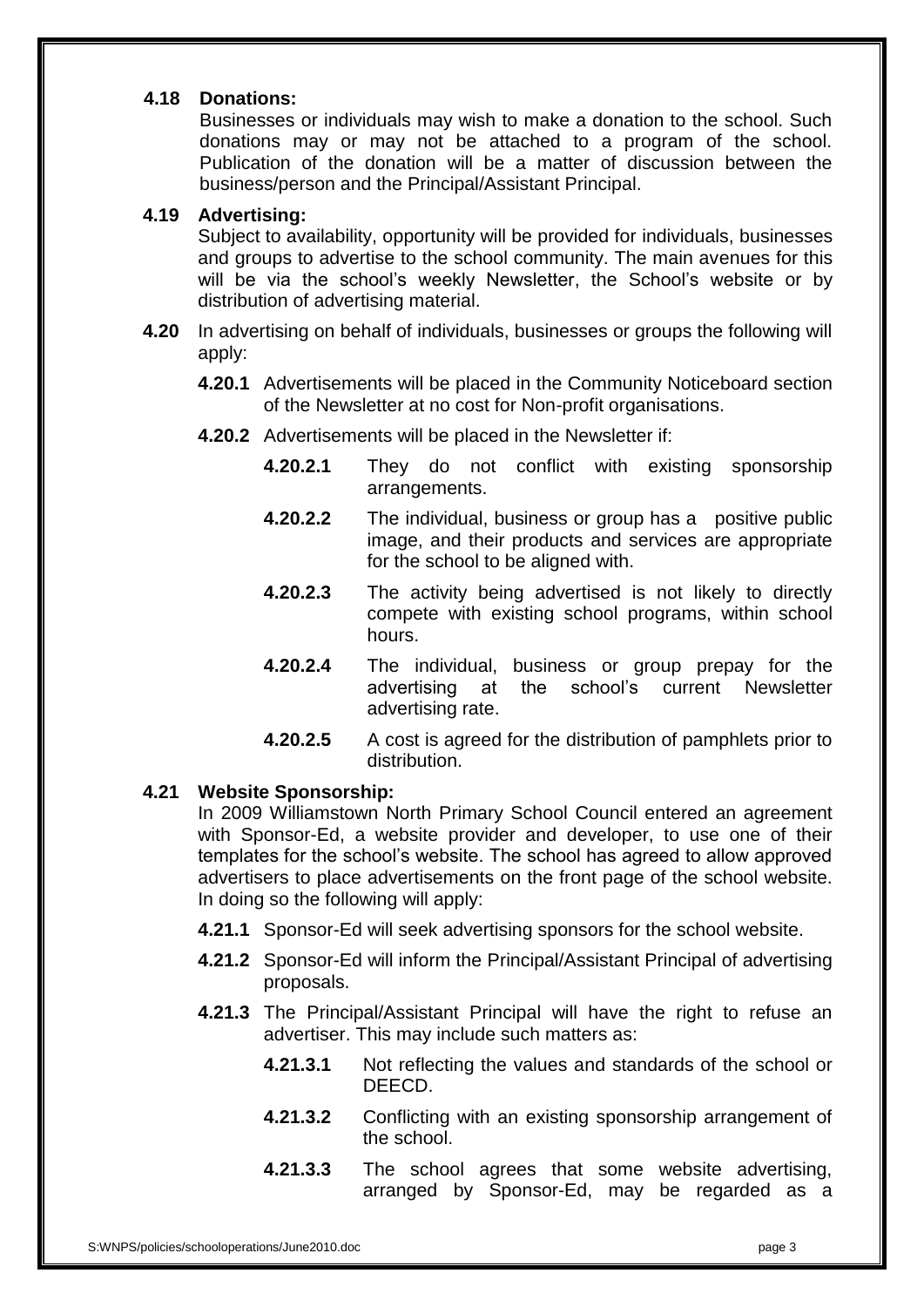**4.18 Donations:**

Businesses or individuals may wish to make a donation to the school. Such donations may or may not be attached to a program of the school. Publication of the donation will be a matter of discussion between the business/person and the Principal/Assistant Principal.

**4.19 Advertising:**

Subject to availability, opportunity will be provided for individuals, businesses and groups to advertise to the school community. The main avenues for this will be via the school's weekly Newsletter, the School's website or by distribution of advertising material.

**4.20** In advertising on behalf of individuals, businesses or groups the following will apply:

- **4.20.1** Advertisements will be placed in the Community Noticeboard section of the Newsletter at no cost for Non-profit organisations.
- **4.20.2** Advertisements will be placed in the Newsletter if:
  - **4.20.2.1** They do not conflict with existing sponsorship arrangements.
  - **4.20.2.2** The individual, business or group has a positive public image, and their products and services are appropriate for the school to be aligned with.
  - **4.20.2.3** The activity being advertised is not likely to directly compete with existing school programs, within school hours.
  - **4.20.2.4** The individual, business or group prepay for the advertising at the school's current Newsletter advertising rate.
  - **4.20.2.5** A cost is agreed for the distribution of pamphlets prior to distribution.

**4.21 Website Sponsorship:**

In 2009 Williamstown North Primary School Council entered an agreement with Sponsor-Ed, a website provider and developer, to use one of their templates for the school's website. The school has agreed to allow approved advertisers to place advertisements on the front page of the school website. In doing so the following will apply:

- **4.21.1** Sponsor-Ed will seek advertising sponsors for the school website.
- **4.21.2** Sponsor-Ed will inform the Principal/Assistant Principal of advertising proposals.
- **4.21.3** The Principal/Assistant Principal will have the right to refuse an advertiser. This may include such matters as:
  - **4.21.3.1** Not reflecting the values and standards of the school or DEECD.
  - **4.21.3.2** Conflicting with an existing sponsorship arrangement of the school.
  - **4.21.3.3** The school agrees that some website advertising, arranged by Sponsor-Ed, may be regarded as a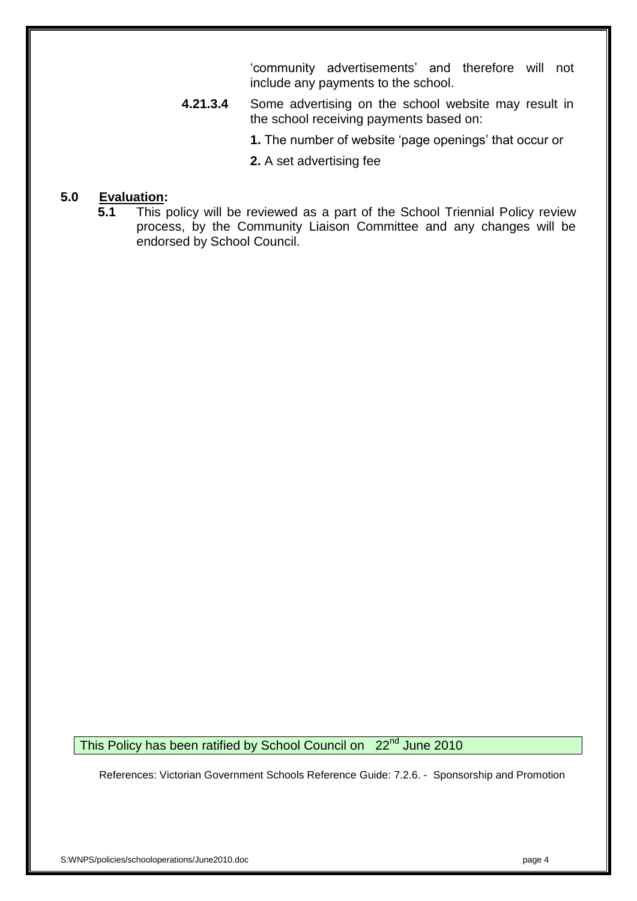'community advertisements' and therefore will not include any payments to the school.

**4.21.3.4** Some advertising on the school website may result in the school receiving payments based on:

**1.** The number of website 'page openings' that occur or

**2.** A set advertising fee

## 5.0 Evaluation:

**5.1** This policy will be reviewed as a part of the School Triennial Policy review process, by the Community Liaison Committee and any changes will be endorsed by School Council.

This Policy has been ratified by School Council on 22nd June 2010

References: Victorian Government Schools Reference Guide: 7.2.6. - Sponsorship and Promotion

S:WNPS/policies/schooloperations/June2010.doc